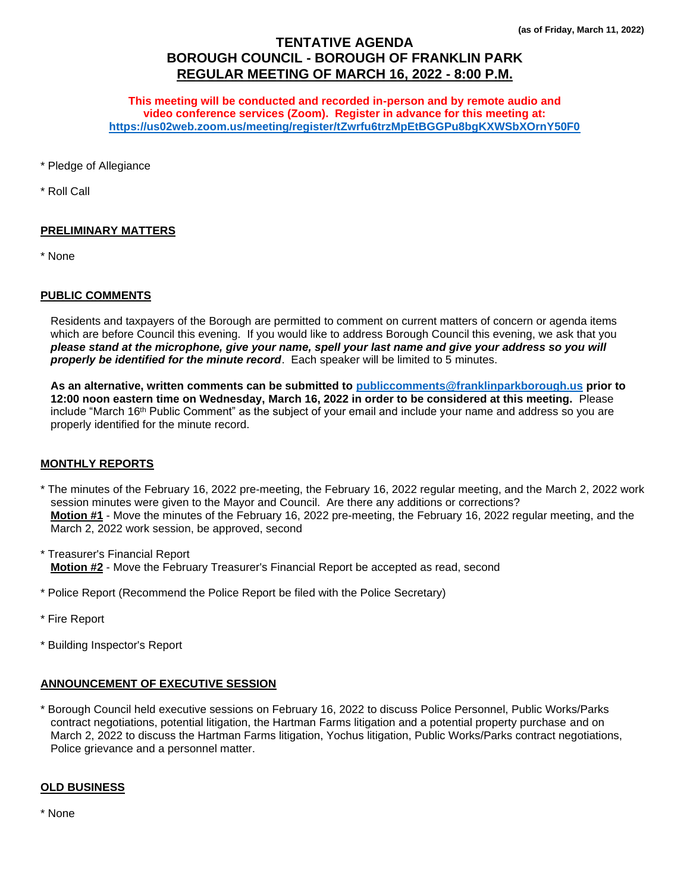**(as of Friday, March 11, 2022)**

# TENTATIVE AGENDA
# BOROUGH COUNCIL - BOROUGH OF FRANKLIN PARK
# REGULAR MEETING OF MARCH 16, 2022 - 8:00 P.M.

**This meeting will be conducted and recorded in-person and by remote audio and video conference services (Zoom). Register in advance for this meeting at: https://us02web.zoom.us/meeting/register/tZwrfu6trzMpEtBGGPu8bgKXWSbXOrnY50F0**

* Pledge of Allegiance

* Roll Call

## PRELIMINARY MATTERS

* None

## PUBLIC COMMENTS

Residents and taxpayers of the Borough are permitted to comment on current matters of concern or agenda items which are before Council this evening. If you would like to address Borough Council this evening, we ask that you ***please stand at the microphone, give your name, spell your last name and give your address so you will properly be identified for the minute record***. Each speaker will be limited to 5 minutes.

**As an alternative, written comments can be submitted to publiccomments@franklinparkborough.us prior to 12:00 noon eastern time on Wednesday, March 16, 2022 in order to be considered at this meeting.** Please include "March 16th Public Comment" as the subject of your email and include your name and address so you are properly identified for the minute record.

## MONTHLY REPORTS

* The minutes of the February 16, 2022 pre-meeting, the February 16, 2022 regular meeting, and the March 2, 2022 work session minutes were given to the Mayor and Council. Are there any additions or corrections?
  **Motion #1** - Move the minutes of the February 16, 2022 pre-meeting, the February 16, 2022 regular meeting, and the March 2, 2022 work session, be approved, second

* Treasurer's Financial Report
  **Motion #2** - Move the February Treasurer's Financial Report be accepted as read, second

* Police Report (Recommend the Police Report be filed with the Police Secretary)

* Fire Report

* Building Inspector's Report

## ANNOUNCEMENT OF EXECUTIVE SESSION

* Borough Council held executive sessions on February 16, 2022 to discuss Police Personnel, Public Works/Parks contract negotiations, potential litigation, the Hartman Farms litigation and a potential property purchase and on March 2, 2022 to discuss the Hartman Farms litigation, Yochus litigation, Public Works/Parks contract negotiations, Police grievance and a personnel matter.

## OLD BUSINESS

* None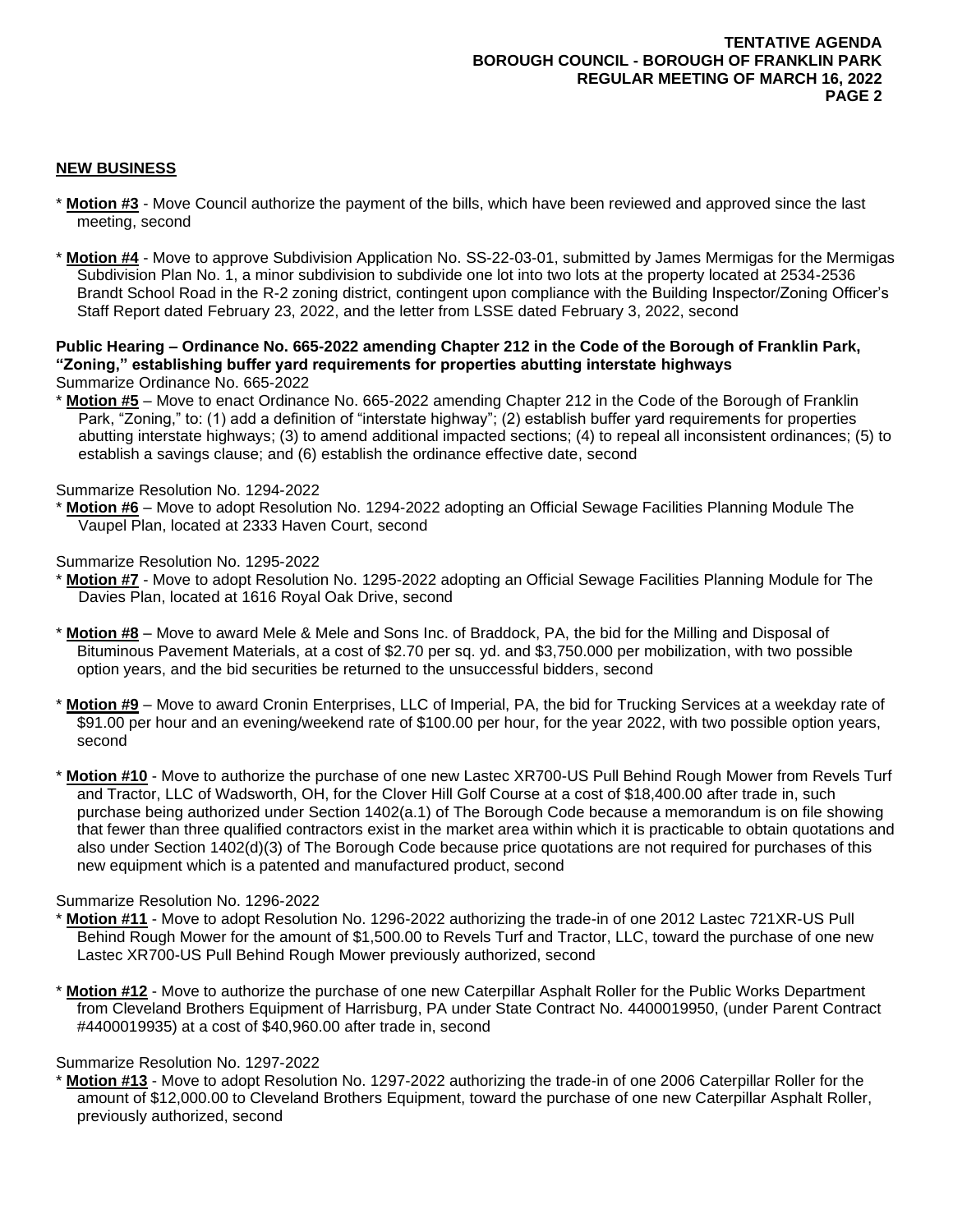## NEW BUSINESS

* **Motion #3** - Move Council authorize the payment of the bills, which have been reviewed and approved since the last meeting, second

* **Motion #4** - Move to approve Subdivision Application No. SS-22-03-01, submitted by James Mermigas for the Mermigas Subdivision Plan No. 1, a minor subdivision to subdivide one lot into two lots at the property located at 2534-2536 Brandt School Road in the R-2 zoning district, contingent upon compliance with the Building Inspector/Zoning Officer's Staff Report dated February 23, 2022, and the letter from LSSE dated February 3, 2022, second

**Public Hearing – Ordinance No. 665-2022 amending Chapter 212 in the Code of the Borough of Franklin Park, "Zoning," establishing buffer yard requirements for properties abutting interstate highways**

Summarize Ordinance No. 665-2022

* **Motion #5** – Move to enact Ordinance No. 665-2022 amending Chapter 212 in the Code of the Borough of Franklin Park, "Zoning," to: (1) add a definition of "interstate highway"; (2) establish buffer yard requirements for properties abutting interstate highways; (3) to amend additional impacted sections; (4) to repeal all inconsistent ordinances; (5) to establish a savings clause; and (6) establish the ordinance effective date, second

Summarize Resolution No. 1294-2022

* **Motion #6** – Move to adopt Resolution No. 1294-2022 adopting an Official Sewage Facilities Planning Module The Vaupel Plan, located at 2333 Haven Court, second

Summarize Resolution No. 1295-2022

* **Motion #7** - Move to adopt Resolution No. 1295-2022 adopting an Official Sewage Facilities Planning Module for The Davies Plan, located at 1616 Royal Oak Drive, second

* **Motion #8** – Move to award Mele & Mele and Sons Inc. of Braddock, PA, the bid for the Milling and Disposal of Bituminous Pavement Materials, at a cost of $2.70 per sq. yd. and $3,750.000 per mobilization, with two possible option years, and the bid securities be returned to the unsuccessful bidders, second

* **Motion #9** – Move to award Cronin Enterprises, LLC of Imperial, PA, the bid for Trucking Services at a weekday rate of $91.00 per hour and an evening/weekend rate of $100.00 per hour, for the year 2022, with two possible option years, second

* **Motion #10** - Move to authorize the purchase of one new Lastec XR700-US Pull Behind Rough Mower from Revels Turf and Tractor, LLC of Wadsworth, OH, for the Clover Hill Golf Course at a cost of $18,400.00 after trade in, such purchase being authorized under Section 1402(a.1) of The Borough Code because a memorandum is on file showing that fewer than three qualified contractors exist in the market area within which it is practicable to obtain quotations and also under Section 1402(d)(3) of The Borough Code because price quotations are not required for purchases of this new equipment which is a patented and manufactured product, second

Summarize Resolution No. 1296-2022

* **Motion #11** - Move to adopt Resolution No. 1296-2022 authorizing the trade-in of one 2012 Lastec 721XR-US Pull Behind Rough Mower for the amount of $1,500.00 to Revels Turf and Tractor, LLC, toward the purchase of one new Lastec XR700-US Pull Behind Rough Mower previously authorized, second

* **Motion #12** - Move to authorize the purchase of one new Caterpillar Asphalt Roller for the Public Works Department from Cleveland Brothers Equipment of Harrisburg, PA under State Contract No. 4400019950, (under Parent Contract #4400019935) at a cost of $40,960.00 after trade in, second

Summarize Resolution No. 1297-2022

* **Motion #13** - Move to adopt Resolution No. 1297-2022 authorizing the trade-in of one 2006 Caterpillar Roller for the amount of $12,000.00 to Cleveland Brothers Equipment, toward the purchase of one new Caterpillar Asphalt Roller, previously authorized, second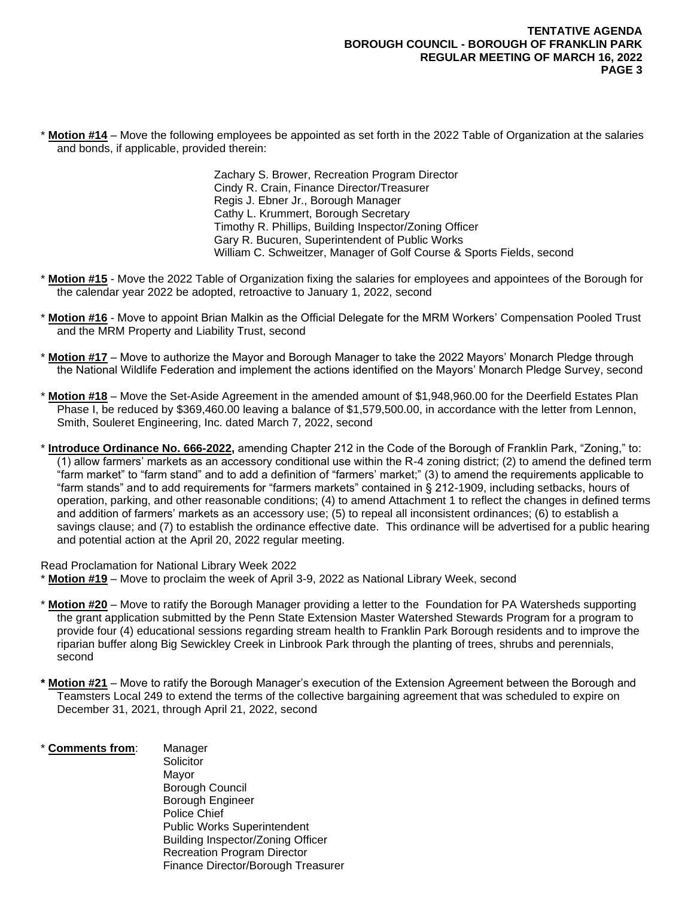\* **Motion #14** – Move the following employees be appointed as set forth in the 2022 Table of Organization at the salaries and bonds, if applicable, provided therein:

Zachary S. Brower, Recreation Program Director
Cindy R. Crain, Finance Director/Treasurer
Regis J. Ebner Jr., Borough Manager
Cathy L. Krummert, Borough Secretary
Timothy R. Phillips, Building Inspector/Zoning Officer
Gary R. Bucuren, Superintendent of Public Works
William C. Schweitzer, Manager of Golf Course & Sports Fields, second

\* **Motion #15** - Move the 2022 Table of Organization fixing the salaries for employees and appointees of the Borough for the calendar year 2022 be adopted, retroactive to January 1, 2022, second

\* **Motion #16** - Move to appoint Brian Malkin as the Official Delegate for the MRM Workers' Compensation Pooled Trust and the MRM Property and Liability Trust, second

\* **Motion #17** – Move to authorize the Mayor and Borough Manager to take the 2022 Mayors' Monarch Pledge through the National Wildlife Federation and implement the actions identified on the Mayors' Monarch Pledge Survey, second

\* **Motion #18** – Move the Set-Aside Agreement in the amended amount of $1,948,960.00 for the Deerfield Estates Plan Phase I, be reduced by $369,460.00 leaving a balance of $1,579,500.00, in accordance with the letter from Lennon, Smith, Souleret Engineering, Inc. dated March 7, 2022, second

\* **Introduce Ordinance No. 666-2022,** amending Chapter 212 in the Code of the Borough of Franklin Park, "Zoning," to: (1) allow farmers' markets as an accessory conditional use within the R-4 zoning district; (2) to amend the defined term "farm market" to "farm stand" and to add a definition of "farmers' market;" (3) to amend the requirements applicable to "farm stands" and to add requirements for "farmers markets" contained in § 212-1909, including setbacks, hours of operation, parking, and other reasonable conditions; (4) to amend Attachment 1 to reflect the changes in defined terms and addition of farmers' markets as an accessory use; (5) to repeal all inconsistent ordinances; (6) to establish a savings clause; and (7) to establish the ordinance effective date. This ordinance will be advertised for a public hearing and potential action at the April 20, 2022 regular meeting.

Read Proclamation for National Library Week 2022

\* **Motion #19** – Move to proclaim the week of April 3-9, 2022 as National Library Week, second

\* **Motion #20** – Move to ratify the Borough Manager providing a letter to the Foundation for PA Watersheds supporting the grant application submitted by the Penn State Extension Master Watershed Stewards Program for a program to provide four (4) educational sessions regarding stream health to Franklin Park Borough residents and to improve the riparian buffer along Big Sewickley Creek in Linbrook Park through the planting of trees, shrubs and perennials, second

**\* Motion #21** – Move to ratify the Borough Manager's execution of the Extension Agreement between the Borough and Teamsters Local 249 to extend the terms of the collective bargaining agreement that was scheduled to expire on December 31, 2021, through April 21, 2022, second

\* **Comments from**:
Manager
Solicitor
Mayor
Borough Council
Borough Engineer
Police Chief
Public Works Superintendent
Building Inspector/Zoning Officer
Recreation Program Director
Finance Director/Borough Treasurer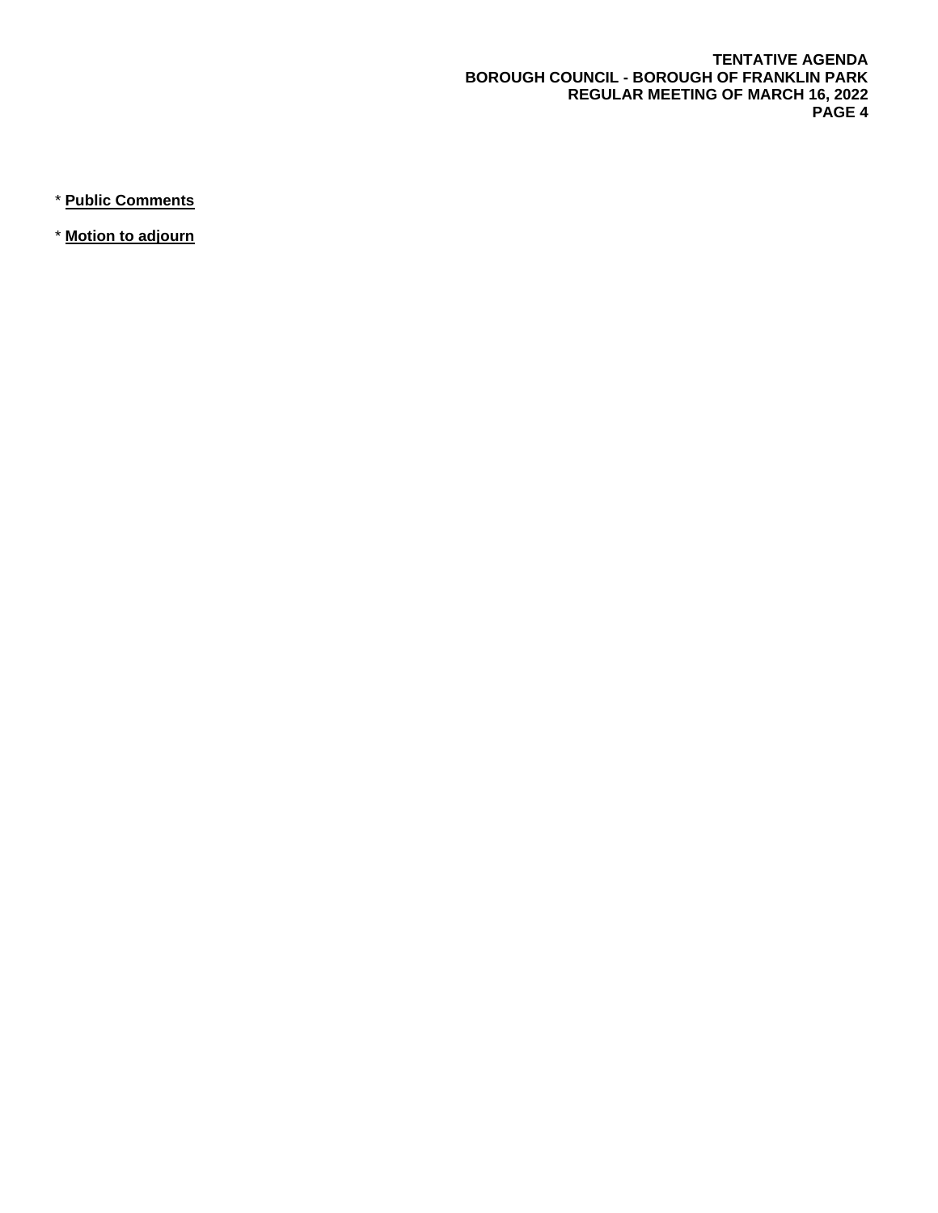* **Public Comments**

* **Motion to adjourn**